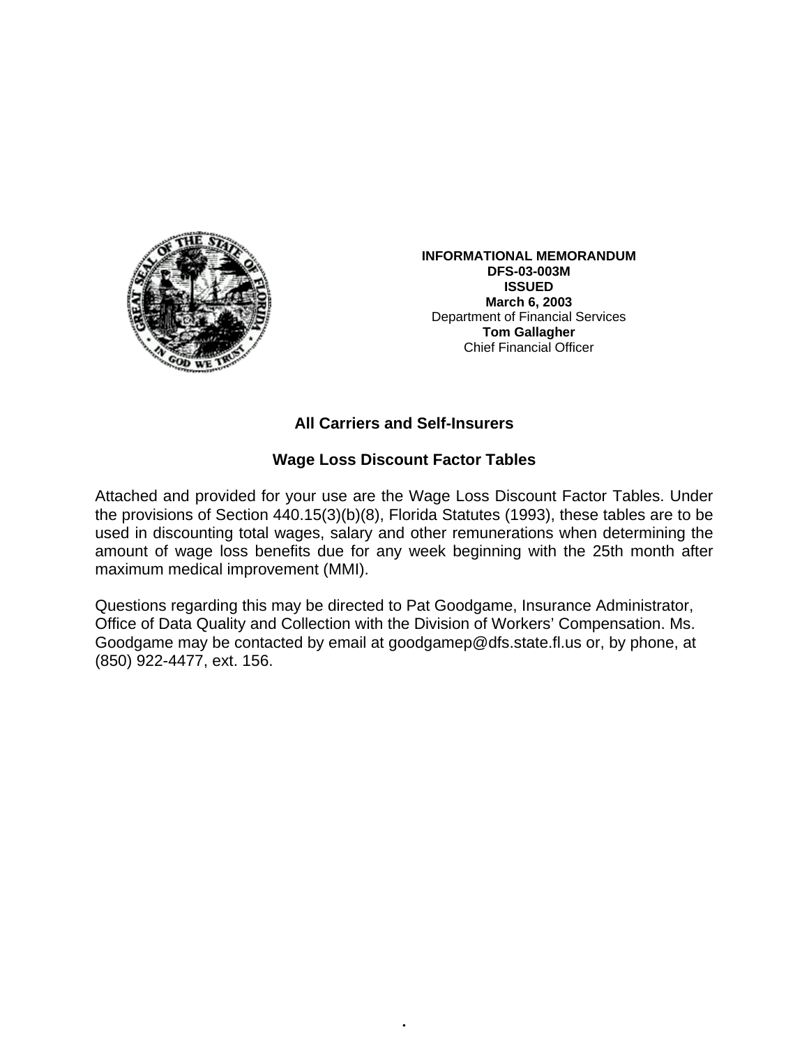**INFORMATIONAL MEMORANDUM**
**DFS-03-003M**
**ISSUED**
**March 6, 2003**
Department of Financial Services
**Tom Gallagher**
Chief Financial Officer

## All Carriers and Self-Insurers

## Wage Loss Discount Factor Tables

Attached and provided for your use are the Wage Loss Discount Factor Tables. Under the provisions of Section 440.15(3)(b)(8), Florida Statutes (1993), these tables are to be used in discounting total wages, salary and other remunerations when determining the amount of wage loss benefits due for any week beginning with the 25th month after maximum medical improvement (MMI).

Questions regarding this may be directed to Pat Goodgame, Insurance Administrator, Office of Data Quality and Collection with the Division of Workers' Compensation. Ms. Goodgame may be contacted by email at goodgamep@dfs.state.fl.us or, by phone, at (850) 922-4477, ext. 156.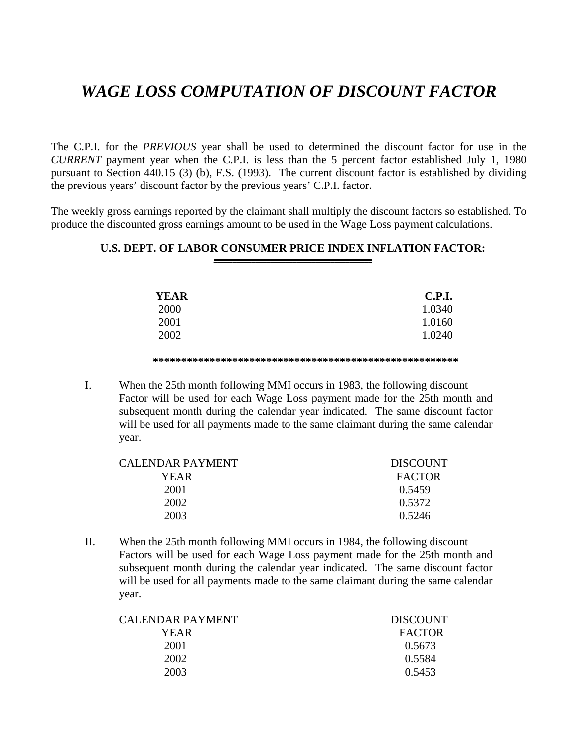# *WAGE LOSS COMPUTATION OF DISCOUNT FACTOR*

The C.P.I. for the *PREVIOUS* year shall be used to determined the discount factor for use in the *CURRENT* payment year when the C.P.I. is less than the 5 percent factor established July 1, 1980 pursuant to Section 440.15 (3) (b), F.S. (1993). The current discount factor is established by dividing the previous years' discount factor by the previous years' C.P.I. factor.

The weekly gross earnings reported by the claimant shall multiply the discount factors so established. To produce the discounted gross earnings amount to be used in the Wage Loss payment calculations.

**U.S. DEPT. OF LABOR CONSUMER PRICE INDEX INFLATION FACTOR:**

| YEAR | C.P.I. |
|---|---|
| 2000 | 1.0340 |
| 2001 | 1.0160 |
| 2002 | 1.0240 |

*******************************************************

I. When the 25th month following MMI occurs in 1983, the following discount Factor will be used for each Wage Loss payment made for the 25th month and subsequent month during the calendar year indicated. The same discount factor will be used for all payments made to the same claimant during the same calendar year.

| CALENDAR PAYMENT YEAR | DISCOUNT FACTOR |
|---|---|
| 2001 | 0.5459 |
| 2002 | 0.5372 |
| 2003 | 0.5246 |

II. When the 25th month following MMI occurs in 1984, the following discount Factors will be used for each Wage Loss payment made for the 25th month and subsequent month during the calendar year indicated. The same discount factor will be used for all payments made to the same claimant during the same calendar year.

| CALENDAR PAYMENT YEAR | DISCOUNT FACTOR |
|---|---|
| 2001 | 0.5673 |
| 2002 | 0.5584 |
| 2003 | 0.5453 |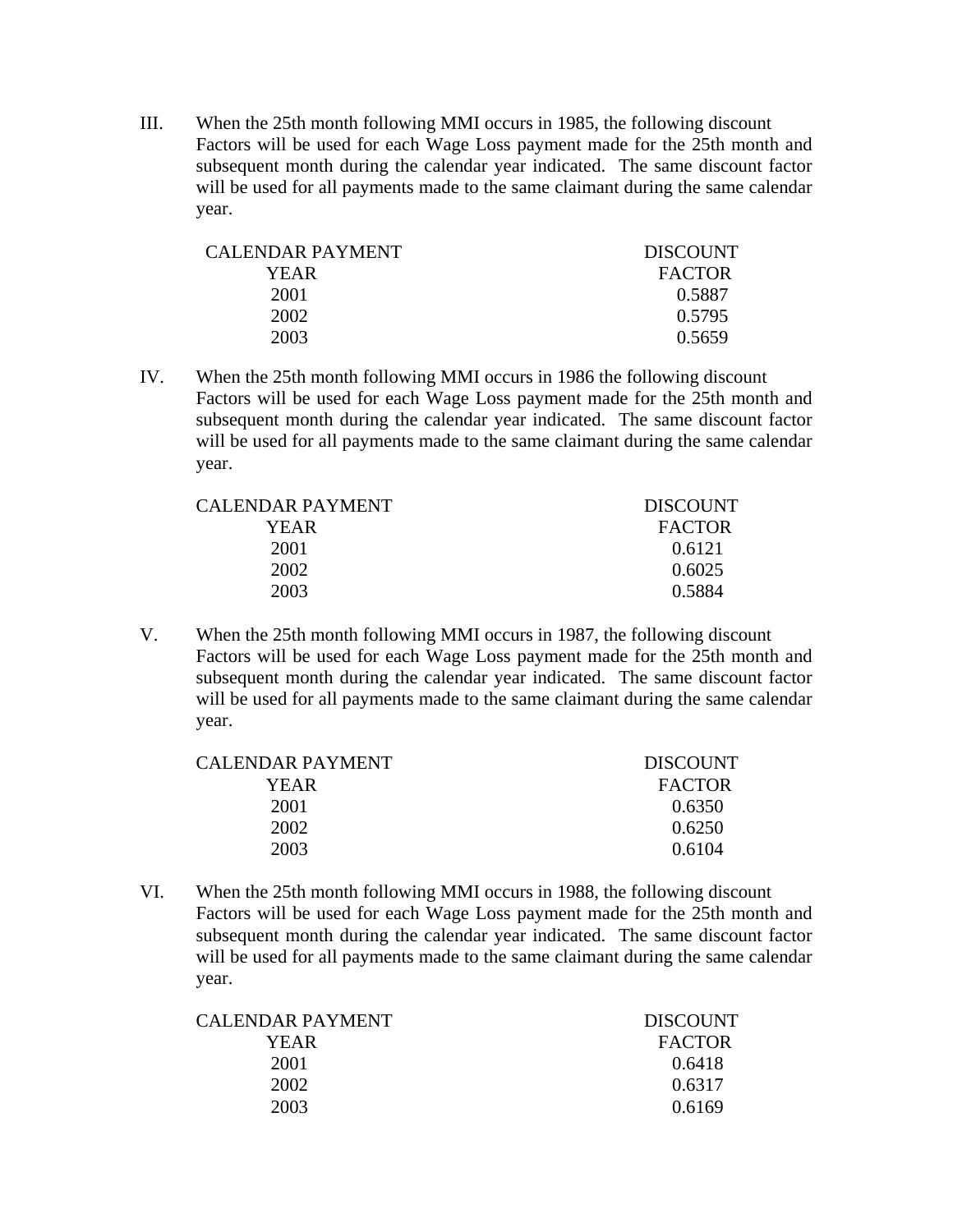III. When the 25th month following MMI occurs in 1985, the following discount Factors will be used for each Wage Loss payment made for the 25th month and subsequent month during the calendar year indicated. The same discount factor will be used for all payments made to the same claimant during the same calendar year.

| CALENDAR PAYMENT YEAR | DISCOUNT FACTOR |
|---|---|
| 2001 | 0.5887 |
| 2002 | 0.5795 |
| 2003 | 0.5659 |

IV. When the 25th month following MMI occurs in 1986 the following discount Factors will be used for each Wage Loss payment made for the 25th month and subsequent month during the calendar year indicated. The same discount factor will be used for all payments made to the same claimant during the same calendar year.

| CALENDAR PAYMENT YEAR | DISCOUNT FACTOR |
|---|---|
| 2001 | 0.6121 |
| 2002 | 0.6025 |
| 2003 | 0.5884 |

V. When the 25th month following MMI occurs in 1987, the following discount Factors will be used for each Wage Loss payment made for the 25th month and subsequent month during the calendar year indicated. The same discount factor will be used for all payments made to the same claimant during the same calendar year.

| CALENDAR PAYMENT YEAR | DISCOUNT FACTOR |
|---|---|
| 2001 | 0.6350 |
| 2002 | 0.6250 |
| 2003 | 0.6104 |

VI. When the 25th month following MMI occurs in 1988, the following discount Factors will be used for each Wage Loss payment made for the 25th month and subsequent month during the calendar year indicated. The same discount factor will be used for all payments made to the same claimant during the same calendar year.

| CALENDAR PAYMENT YEAR | DISCOUNT FACTOR |
|---|---|
| 2001 | 0.6418 |
| 2002 | 0.6317 |
| 2003 | 0.6169 |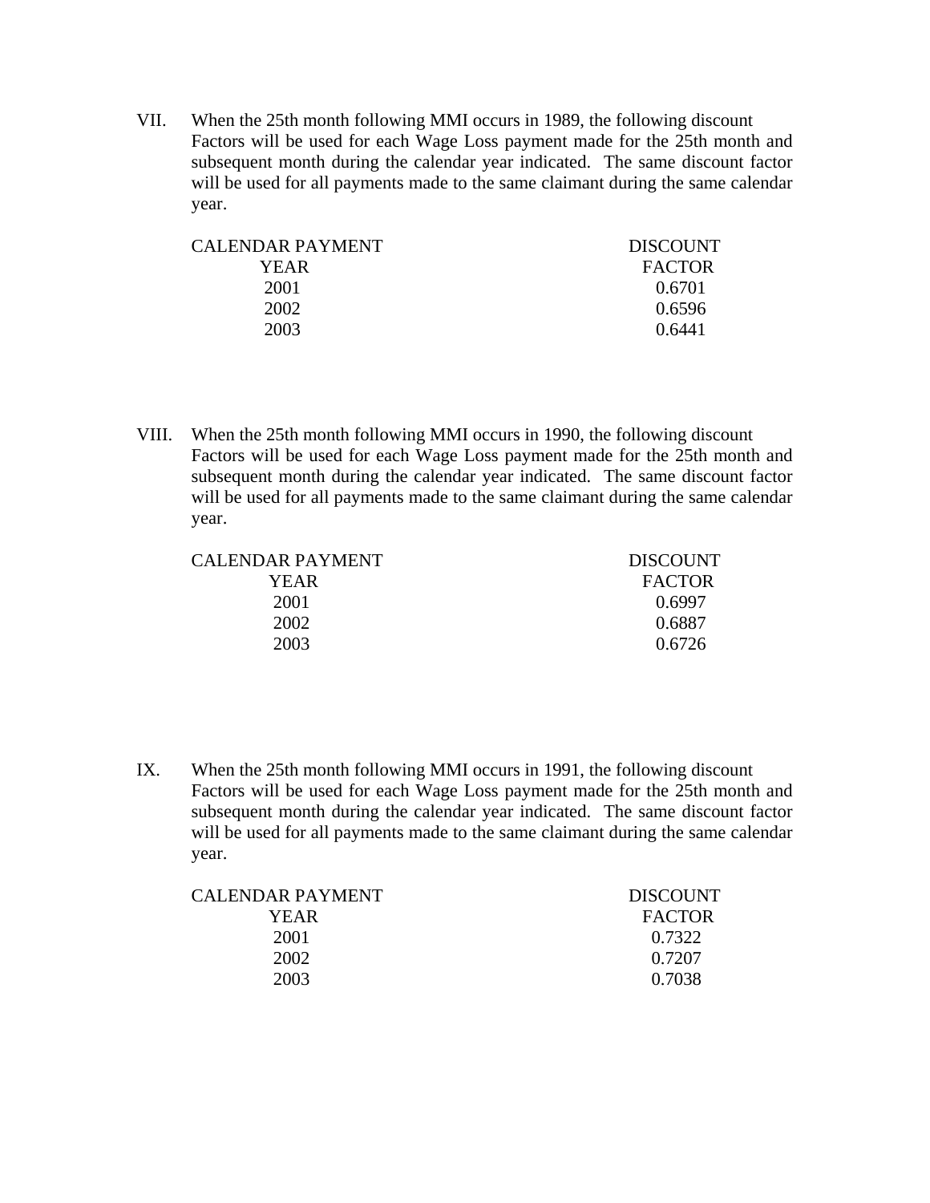VII. When the 25th month following MMI occurs in 1989, the following discount Factors will be used for each Wage Loss payment made for the 25th month and subsequent month during the calendar year indicated. The same discount factor will be used for all payments made to the same claimant during the same calendar year.

| CALENDAR PAYMENT YEAR | DISCOUNT FACTOR |
|---|---|
| 2001 | 0.6701 |
| 2002 | 0.6596 |
| 2003 | 0.6441 |

VIII. When the 25th month following MMI occurs in 1990, the following discount Factors will be used for each Wage Loss payment made for the 25th month and subsequent month during the calendar year indicated. The same discount factor will be used for all payments made to the same claimant during the same calendar year.

| CALENDAR PAYMENT YEAR | DISCOUNT FACTOR |
|---|---|
| 2001 | 0.6997 |
| 2002 | 0.6887 |
| 2003 | 0.6726 |

IX. When the 25th month following MMI occurs in 1991, the following discount Factors will be used for each Wage Loss payment made for the 25th month and subsequent month during the calendar year indicated. The same discount factor will be used for all payments made to the same claimant during the same calendar year.

| CALENDAR PAYMENT YEAR | DISCOUNT FACTOR |
|---|---|
| 2001 | 0.7322 |
| 2002 | 0.7207 |
| 2003 | 0.7038 |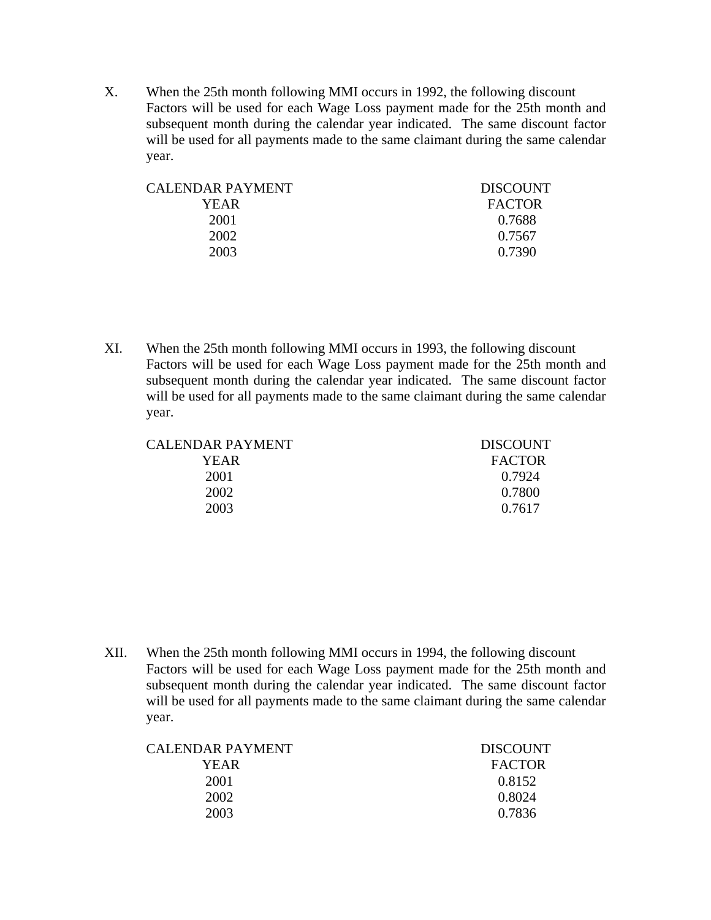X. When the 25th month following MMI occurs in 1992, the following discount Factors will be used for each Wage Loss payment made for the 25th month and subsequent month during the calendar year indicated. The same discount factor will be used for all payments made to the same claimant during the same calendar year.

| CALENDAR PAYMENT YEAR | DISCOUNT FACTOR |
|---|---|
| 2001 | 0.7688 |
| 2002 | 0.7567 |
| 2003 | 0.7390 |

XI. When the 25th month following MMI occurs in 1993, the following discount Factors will be used for each Wage Loss payment made for the 25th month and subsequent month during the calendar year indicated. The same discount factor will be used for all payments made to the same claimant during the same calendar year.

| CALENDAR PAYMENT YEAR | DISCOUNT FACTOR |
|---|---|
| 2001 | 0.7924 |
| 2002 | 0.7800 |
| 2003 | 0.7617 |

XII. When the 25th month following MMI occurs in 1994, the following discount Factors will be used for each Wage Loss payment made for the 25th month and subsequent month during the calendar year indicated. The same discount factor will be used for all payments made to the same claimant during the same calendar year.

| CALENDAR PAYMENT YEAR | DISCOUNT FACTOR |
|---|---|
| 2001 | 0.8152 |
| 2002 | 0.8024 |
| 2003 | 0.7836 |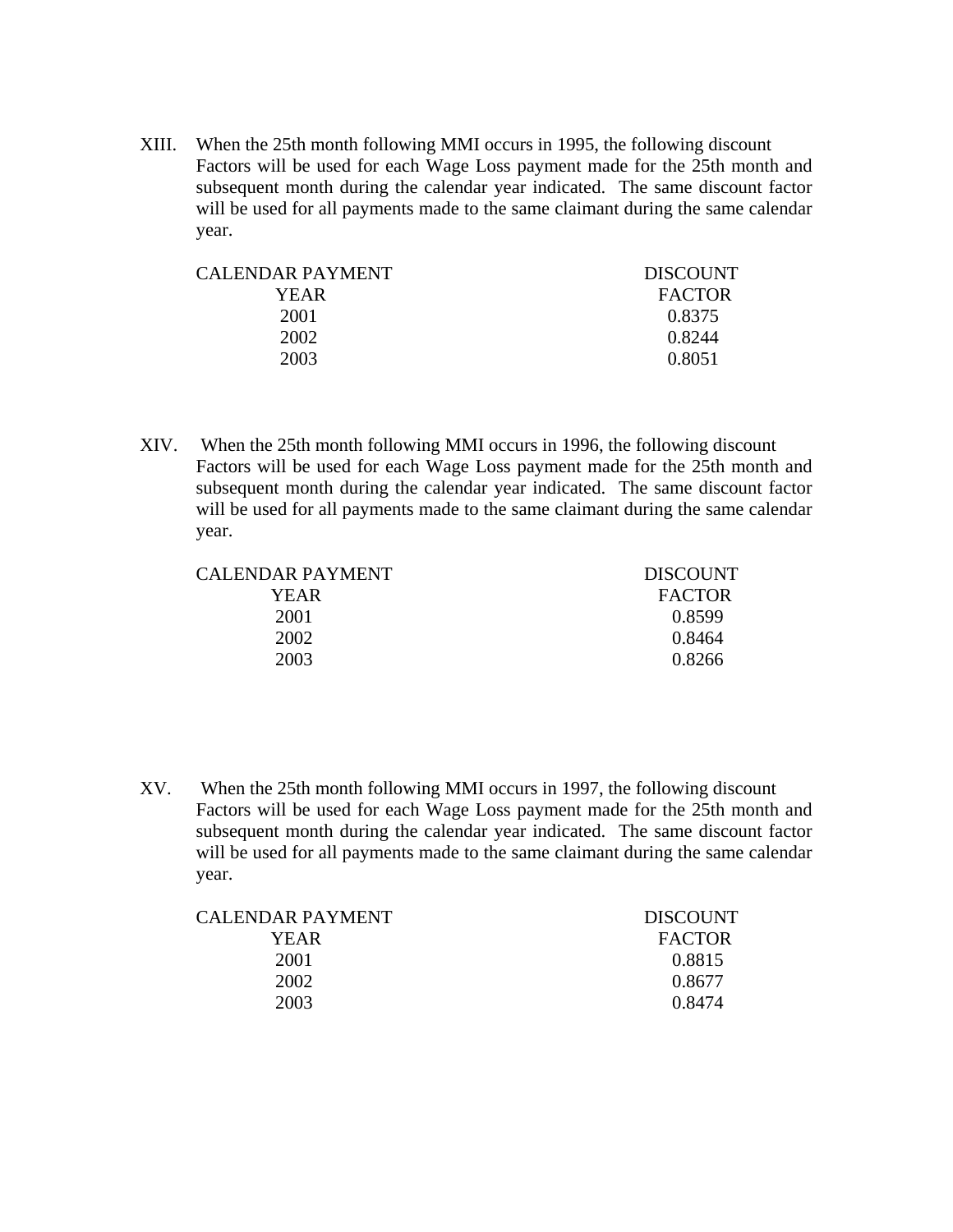XIII. When the 25th month following MMI occurs in 1995, the following discount Factors will be used for each Wage Loss payment made for the 25th month and subsequent month during the calendar year indicated. The same discount factor will be used for all payments made to the same claimant during the same calendar year.

| CALENDAR PAYMENT YEAR | DISCOUNT FACTOR |
|---|---|
| 2001 | 0.8375 |
| 2002 | 0.8244 |
| 2003 | 0.8051 |

XIV. When the 25th month following MMI occurs in 1996, the following discount Factors will be used for each Wage Loss payment made for the 25th month and subsequent month during the calendar year indicated. The same discount factor will be used for all payments made to the same claimant during the same calendar year.

| CALENDAR PAYMENT YEAR | DISCOUNT FACTOR |
|---|---|
| 2001 | 0.8599 |
| 2002 | 0.8464 |
| 2003 | 0.8266 |

XV. When the 25th month following MMI occurs in 1997, the following discount Factors will be used for each Wage Loss payment made for the 25th month and subsequent month during the calendar year indicated. The same discount factor will be used for all payments made to the same claimant during the same calendar year.

| CALENDAR PAYMENT YEAR | DISCOUNT FACTOR |
|---|---|
| 2001 | 0.8815 |
| 2002 | 0.8677 |
| 2003 | 0.8474 |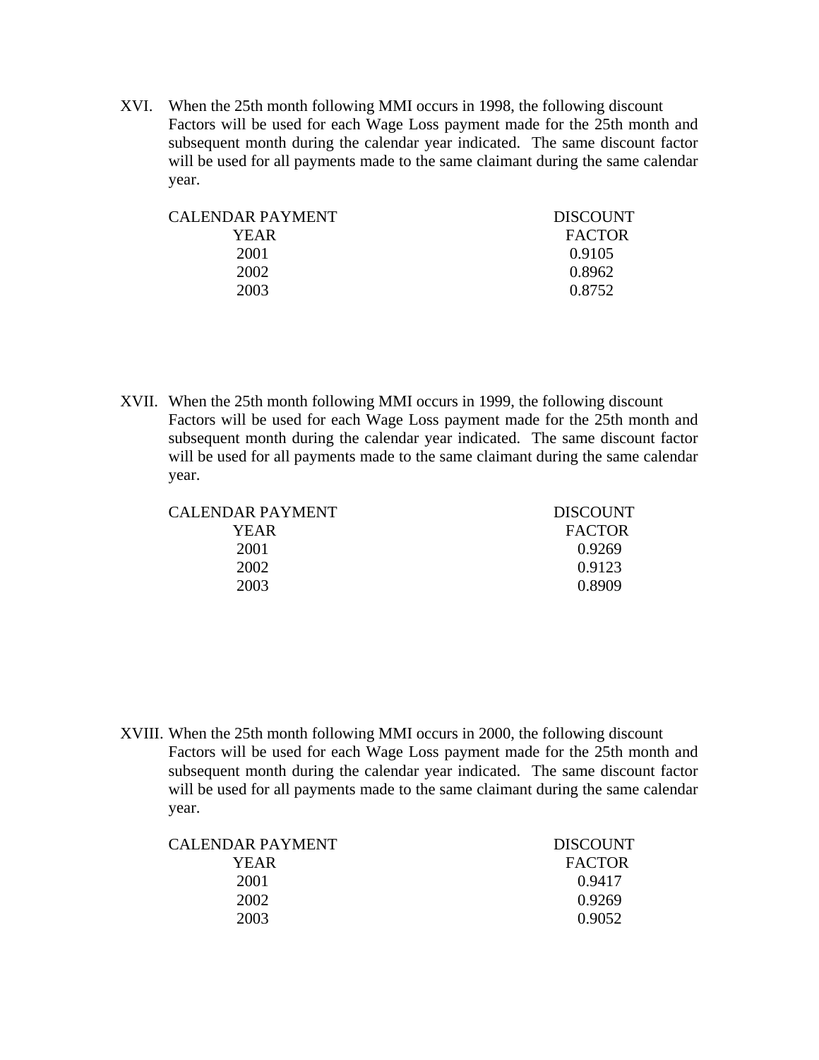XVI. When the 25th month following MMI occurs in 1998, the following discount Factors will be used for each Wage Loss payment made for the 25th month and subsequent month during the calendar year indicated. The same discount factor will be used for all payments made to the same claimant during the same calendar year.

| CALENDAR PAYMENT YEAR | DISCOUNT FACTOR |
|---|---|
| 2001 | 0.9105 |
| 2002 | 0.8962 |
| 2003 | 0.8752 |

XVII. When the 25th month following MMI occurs in 1999, the following discount Factors will be used for each Wage Loss payment made for the 25th month and subsequent month during the calendar year indicated. The same discount factor will be used for all payments made to the same claimant during the same calendar year.

| CALENDAR PAYMENT YEAR | DISCOUNT FACTOR |
|---|---|
| 2001 | 0.9269 |
| 2002 | 0.9123 |
| 2003 | 0.8909 |

XVIII. When the 25th month following MMI occurs in 2000, the following discount Factors will be used for each Wage Loss payment made for the 25th month and subsequent month during the calendar year indicated. The same discount factor will be used for all payments made to the same claimant during the same calendar year.

| CALENDAR PAYMENT YEAR | DISCOUNT FACTOR |
|---|---|
| 2001 | 0.9417 |
| 2002 | 0.9269 |
| 2003 | 0.9052 |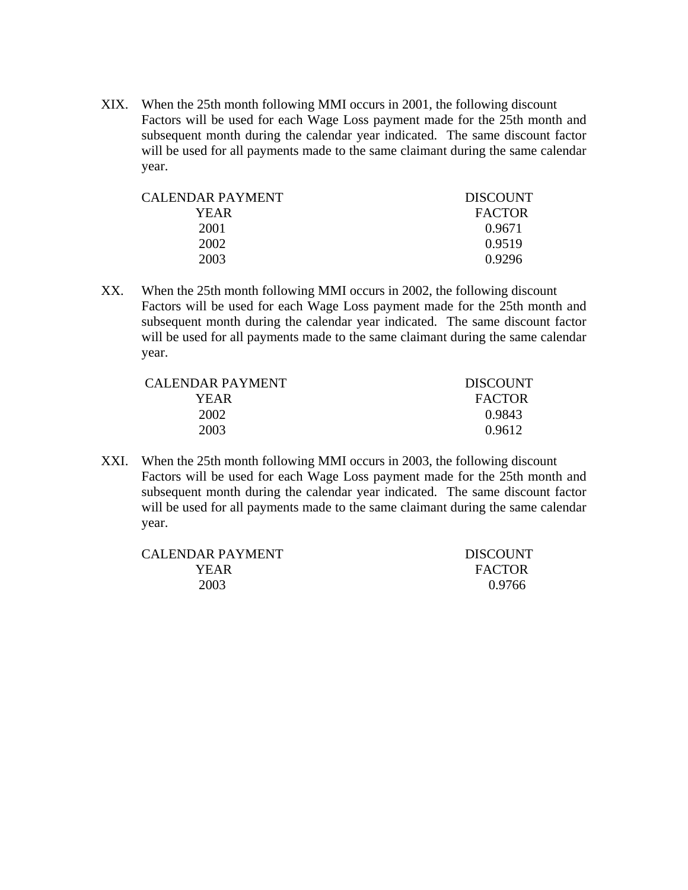XIX. When the 25th month following MMI occurs in 2001, the following discount Factors will be used for each Wage Loss payment made for the 25th month and subsequent month during the calendar year indicated. The same discount factor will be used for all payments made to the same claimant during the same calendar year.

| CALENDAR PAYMENT YEAR | DISCOUNT FACTOR |
|---|---|
| 2001 | 0.9671 |
| 2002 | 0.9519 |
| 2003 | 0.9296 |

XX. When the 25th month following MMI occurs in 2002, the following discount Factors will be used for each Wage Loss payment made for the 25th month and subsequent month during the calendar year indicated. The same discount factor will be used for all payments made to the same claimant during the same calendar year.

| CALENDAR PAYMENT YEAR | DISCOUNT FACTOR |
|---|---|
| 2002 | 0.9843 |
| 2003 | 0.9612 |

XXI. When the 25th month following MMI occurs in 2003, the following discount Factors will be used for each Wage Loss payment made for the 25th month and subsequent month during the calendar year indicated. The same discount factor will be used for all payments made to the same claimant during the same calendar year.

| CALENDAR PAYMENT YEAR | DISCOUNT FACTOR |
|---|---|
| 2003 | 0.9766 |